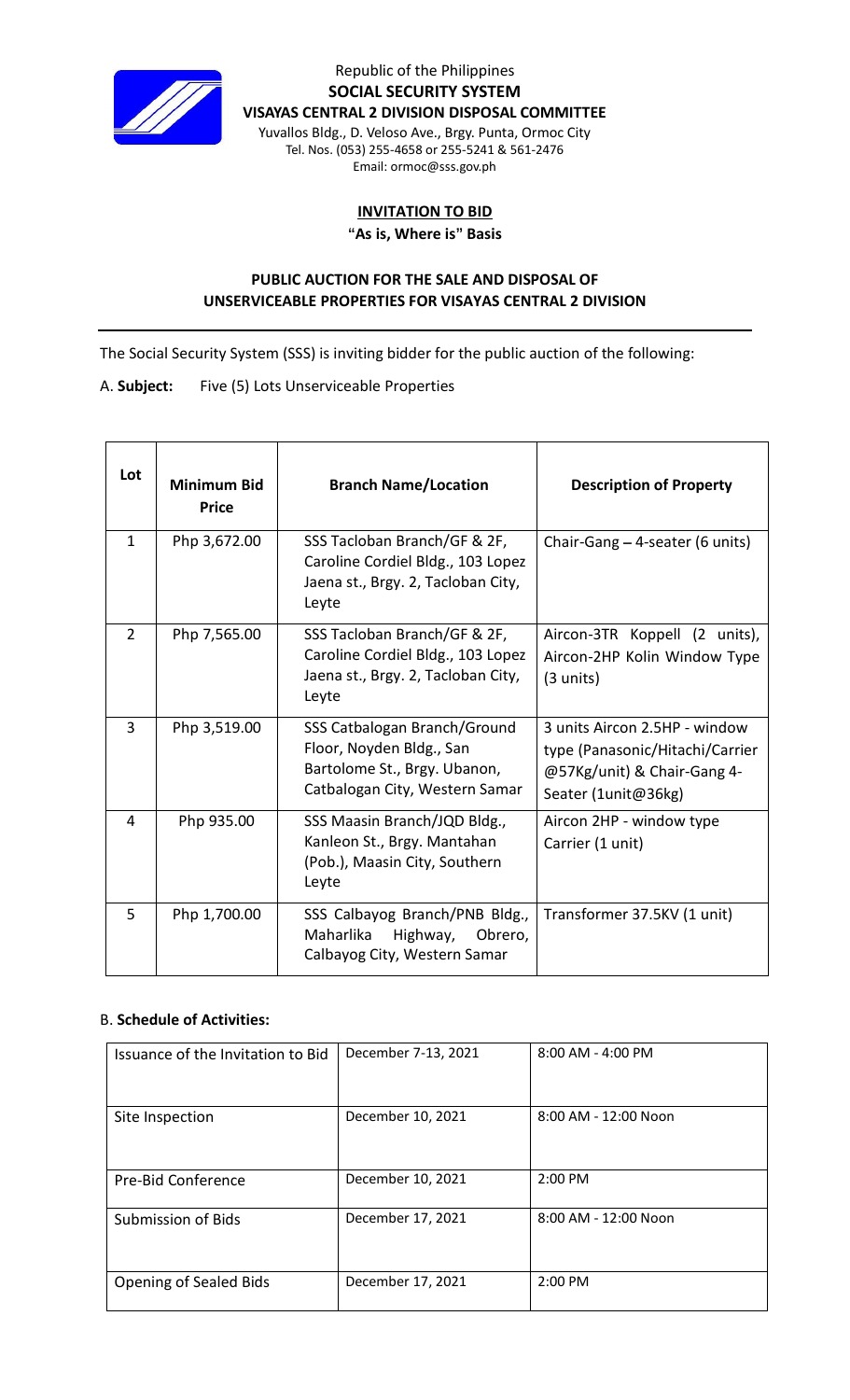Republic of the Philippines
**SOCIAL SECURITY SYSTEM**
**VISAYAS CENTRAL 2 DIVISION DISPOSAL COMMITTEE**
Yuvallos Bldg., D. Veloso Ave., Brgy. Punta, Ormoc City
Tel. Nos. (053) 255-4658 or 255-5241 & 561-2476
Email: ormoc@sss.gov.ph

## INVITATION TO BID

**"As is, Where is" Basis**

### PUBLIC AUCTION FOR THE SALE AND DISPOSAL OF UNSERVICEABLE PROPERTIES FOR VISAYAS CENTRAL 2 DIVISION

The Social Security System (SSS) is inviting bidder for the public auction of the following:

A. **Subject:** Five (5) Lots Unserviceable Properties

| Lot | Minimum Bid Price | Branch Name/Location | Description of Property |
|---|---|---|---|
| 1 | Php 3,672.00 | SSS Tacloban Branch/GF & 2F, Caroline Cordiel Bldg., 103 Lopez Jaena st., Brgy. 2, Tacloban City, Leyte | Chair-Gang – 4-seater (6 units) |
| 2 | Php 7,565.00 | SSS Tacloban Branch/GF & 2F, Caroline Cordiel Bldg., 103 Lopez Jaena st., Brgy. 2, Tacloban City, Leyte | Aircon-3TR Koppell (2 units), Aircon-2HP Kolin Window Type (3 units) |
| 3 | Php 3,519.00 | SSS Catbalogan Branch/Ground Floor, Noyden Bldg., San Bartolome St., Brgy. Ubanon, Catbalogan City, Western Samar | 3 units Aircon 2.5HP - window type (Panasonic/Hitachi/Carrier @57Kg/unit) & Chair-Gang 4-Seater (1unit@36kg) |
| 4 | Php 935.00 | SSS Maasin Branch/JQD Bldg., Kanleon St., Brgy. Mantahan (Pob.), Maasin City, Southern Leyte | Aircon 2HP - window type Carrier (1 unit) |
| 5 | Php 1,700.00 | SSS Calbayog Branch/PNB Bldg., Maharlika Highway, Obrero, Calbayog City, Western Samar | Transformer 37.5KV (1 unit) |

B. **Schedule of Activities:**

| Issuance of the Invitation to Bid | December 7-13, 2021 | 8:00 AM - 4:00 PM |
|---|---|---|
| Site Inspection | December 10, 2021 | 8:00 AM - 12:00 Noon |
| Pre-Bid Conference | December 10, 2021 | 2:00 PM |
| Submission of Bids | December 17, 2021 | 8:00 AM - 12:00 Noon |
| Opening of Sealed Bids | December 17, 2021 | 2:00 PM |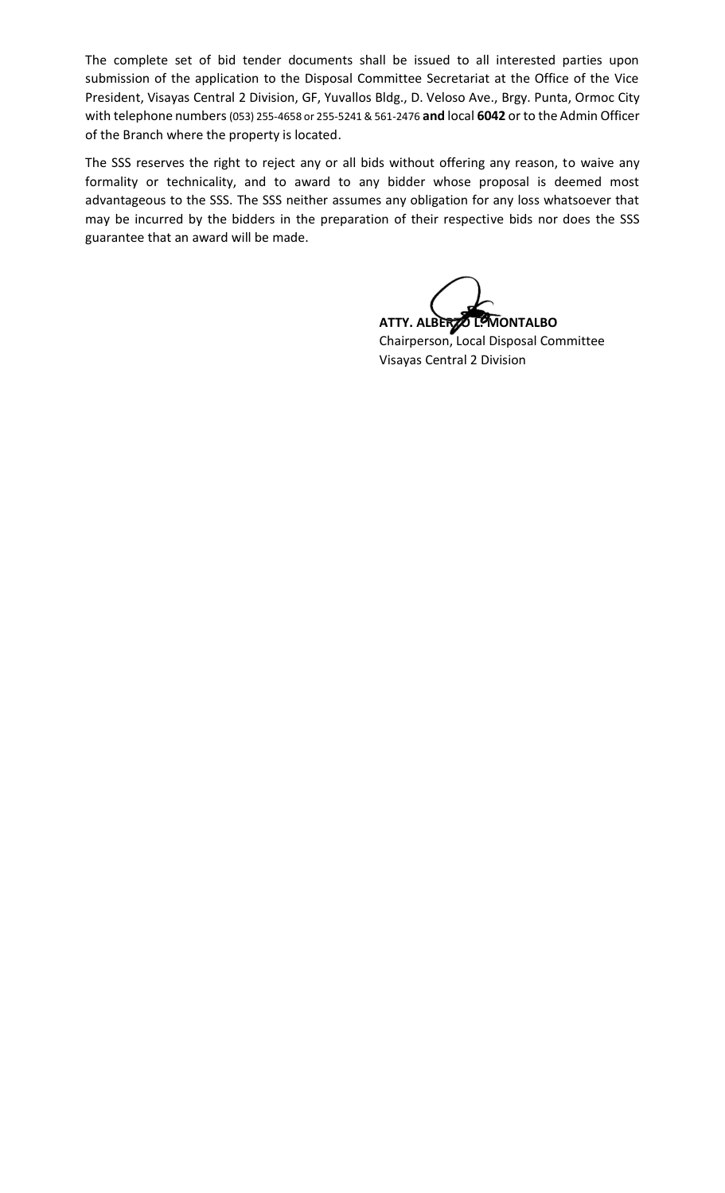The complete set of bid tender documents shall be issued to all interested parties upon submission of the application to the Disposal Committee Secretariat at the Office of the Vice President, Visayas Central 2 Division, GF, Yuvallos Bldg., D. Veloso Ave., Brgy. Punta, Ormoc City with telephone numbers (053) 255-4658 or 255-5241 & 561-2476 **and** local **6042** or to the Admin Officer of the Branch where the property is located.

The SSS reserves the right to reject any or all bids without offering any reason, to waive any formality or technicality, and to award to any bidder whose proposal is deemed most advantageous to the SSS. The SSS neither assumes any obligation for any loss whatsoever that may be incurred by the bidders in the preparation of their respective bids nor does the SSS guarantee that an award will be made.

**ATTY. ALBERTO L. MONTALBO**
Chairperson, Local Disposal Committee
Visayas Central 2 Division